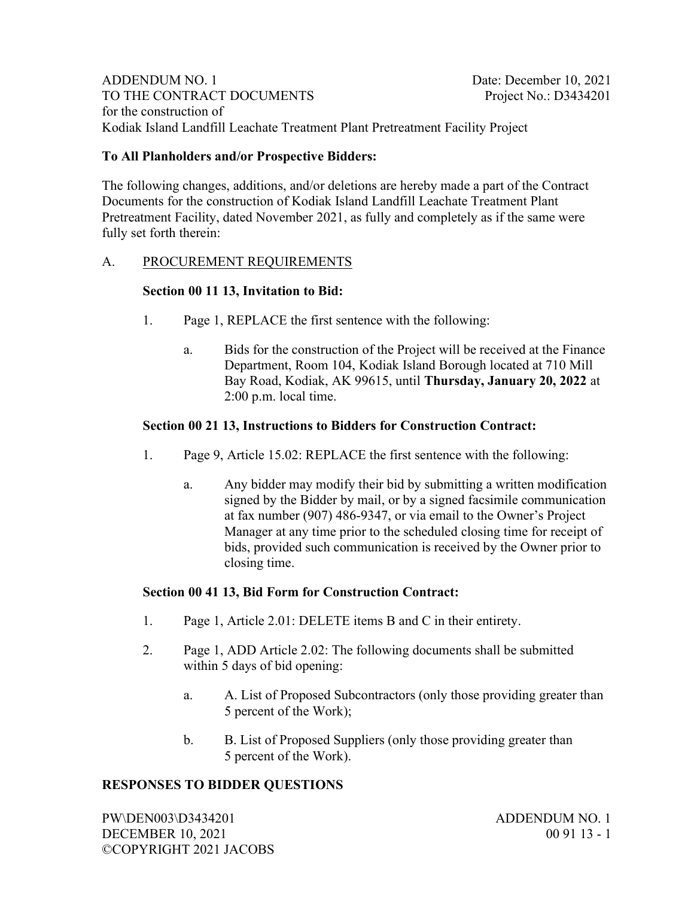ADDENDUM NO. 1 Date: December 10, 2021
TO THE CONTRACT DOCUMENTS Project No.: D3434201
for the construction of
Kodiak Island Landfill Leachate Treatment Plant Pretreatment Facility Project

**To All Planholders and/or Prospective Bidders:**

The following changes, additions, and/or deletions are hereby made a part of the Contract Documents for the construction of Kodiak Island Landfill Leachate Treatment Plant Pretreatment Facility, dated November 2021, as fully and completely as if the same were fully set forth therein:

A. PROCUREMENT REQUIREMENTS

**Section 00 11 13, Invitation to Bid:**

1. Page 1, REPLACE the first sentence with the following:
    a. Bids for the construction of the Project will be received at the Finance Department, Room 104, Kodiak Island Borough located at 710 Mill Bay Road, Kodiak, AK 99615, until **Thursday, January 20, 2022** at 2:00 p.m. local time.

**Section 00 21 13, Instructions to Bidders for Construction Contract:**

1. Page 9, Article 15.02: REPLACE the first sentence with the following:
    a. Any bidder may modify their bid by submitting a written modification signed by the Bidder by mail, or by a signed facsimile communication at fax number (907) 486-9347, or via email to the Owner's Project Manager at any time prior to the scheduled closing time for receipt of bids, provided such communication is received by the Owner prior to closing time.

**Section 00 41 13, Bid Form for Construction Contract:**

1. Page 1, Article 2.01: DELETE items B and C in their entirety.
2. Page 1, ADD Article 2.02: The following documents shall be submitted within 5 days of bid opening:
    a. A. List of Proposed Subcontractors (only those providing greater than 5 percent of the Work);
    b. B. List of Proposed Suppliers (only those providing greater than 5 percent of the Work).

**RESPONSES TO BIDDER QUESTIONS**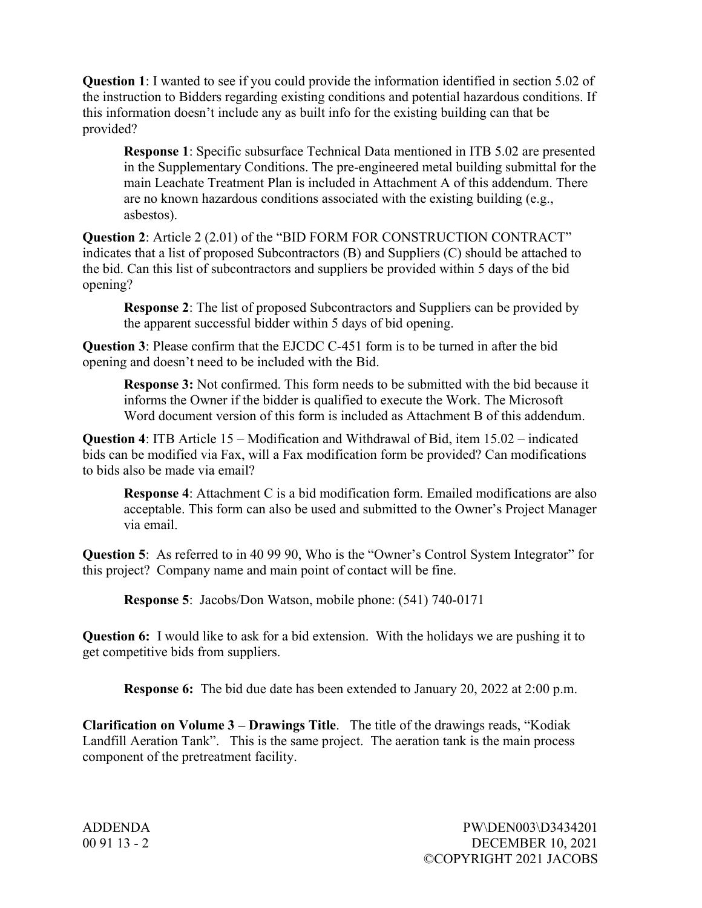**Question 1**: I wanted to see if you could provide the information identified in section 5.02 of the instruction to Bidders regarding existing conditions and potential hazardous conditions. If this information doesn't include any as built info for the existing building can that be provided?

> **Response 1**: Specific subsurface Technical Data mentioned in ITB 5.02 are presented in the Supplementary Conditions. The pre-engineered metal building submittal for the main Leachate Treatment Plan is included in Attachment A of this addendum. There are no known hazardous conditions associated with the existing building (e.g., asbestos).

**Question 2**: Article 2 (2.01) of the "BID FORM FOR CONSTRUCTION CONTRACT" indicates that a list of proposed Subcontractors (B) and Suppliers (C) should be attached to the bid. Can this list of subcontractors and suppliers be provided within 5 days of the bid opening?

> **Response 2**: The list of proposed Subcontractors and Suppliers can be provided by the apparent successful bidder within 5 days of bid opening.

**Question 3**: Please confirm that the EJCDC C-451 form is to be turned in after the bid opening and doesn't need to be included with the Bid.

> **Response 3:** Not confirmed. This form needs to be submitted with the bid because it informs the Owner if the bidder is qualified to execute the Work. The Microsoft Word document version of this form is included as Attachment B of this addendum.

**Question 4**: ITB Article 15 – Modification and Withdrawal of Bid, item 15.02 – indicated bids can be modified via Fax, will a Fax modification form be provided? Can modifications to bids also be made via email?

> **Response 4**: Attachment C is a bid modification form. Emailed modifications are also acceptable. This form can also be used and submitted to the Owner's Project Manager via email.

**Question 5**: As referred to in 40 99 90, Who is the "Owner's Control System Integrator" for this project? Company name and main point of contact will be fine.

> **Response 5**: Jacobs/Don Watson, mobile phone: (541) 740-0171

**Question 6:** I would like to ask for a bid extension. With the holidays we are pushing it to get competitive bids from suppliers.

> **Response 6:** The bid due date has been extended to January 20, 2022 at 2:00 p.m.

**Clarification on Volume 3 – Drawings Title**. The title of the drawings reads, "Kodiak Landfill Aeration Tank". This is the same project. The aeration tank is the main process component of the pretreatment facility.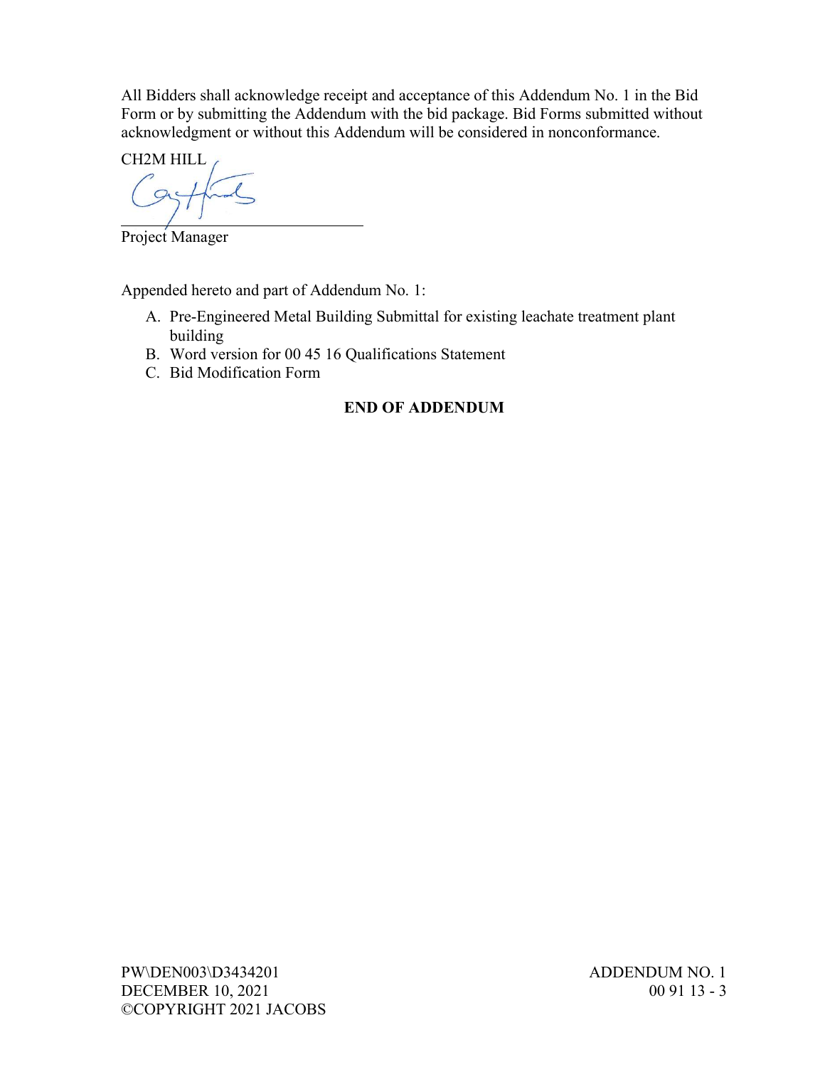All Bidders shall acknowledge receipt and acceptance of this Addendum No. 1 in the Bid Form or by submitting the Addendum with the bid package. Bid Forms submitted without acknowledgment or without this Addendum will be considered in nonconformance.

CH2M HILL

Project Manager

Appended hereto and part of Addendum No. 1:

A. Pre-Engineered Metal Building Submittal for existing leachate treatment plant building
B. Word version for 00 45 16 Qualifications Statement
C. Bid Modification Form

**END OF ADDENDUM**